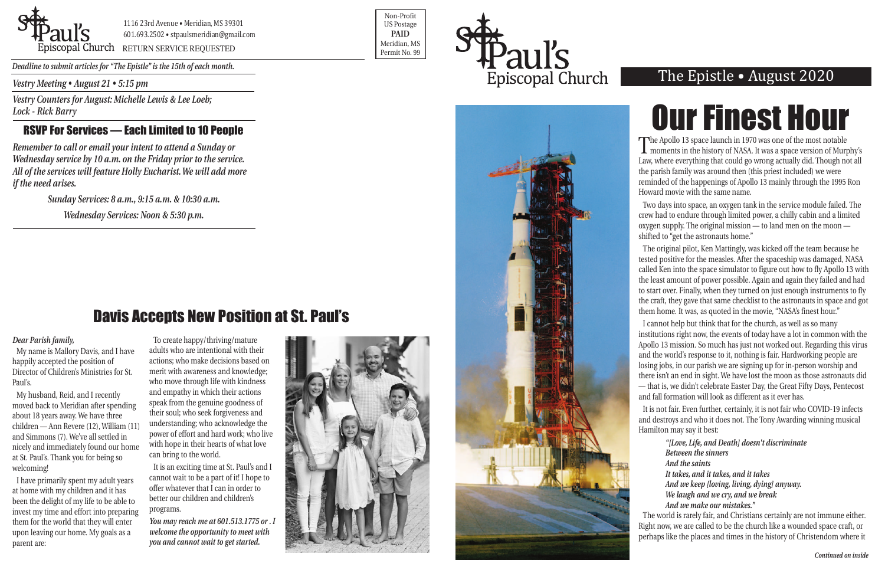St. Paul's Episcopal Church

1116 23rd Avenue • Meridian, MS 39301
601.693.2502 • stpaulsmeridian@gmail.com
RETURN SERVICE REQUESTED

Non-Profit
US Postage
**PAID**
Meridian, MS
Permit No. 99

*Deadline to submit articles for "The Epistle" is the 15th of each month.*

*Vestry Meeting • August 21 • 5:15 pm*

*Vestry Counters for August: Michelle Lewis & Lee Loeb; Lock - Rick Barry*

## RSVP For Services — Each Limited to 10 People

*Remember to call or email your intent to attend a Sunday or Wednesday service by 10 a.m. on the Friday prior to the service. All of the services will feature Holly Eucharist. We will add more if the need arises.*

*Sunday Services: 8 a.m., 9:15 a.m. & 10:30 a.m.*

*Wednesday Services: Noon & 5:30 p.m.*

## Davis Accepts New Position at St. Paul's

*Dear Parish family,*

My name is Mallory Davis, and I have happily accepted the position of Director of Children's Ministries for St. Paul's.

My husband, Reid, and I recently moved back to Meridian after spending about 18 years away. We have three children — Ann Revere (12), William (11) and Simmons (7). We've all settled in nicely and immediately found our home at St. Paul's. Thank you for being so welcoming!

I have primarily spent my adult years at home with my children and it has been the delight of my life to be able to invest my time and effort into preparing them for the world that they will enter upon leaving our home. My goals as a parent are:

To create happy/thriving/mature adults who are intentional with their actions; who make decisions based on merit with awareness and knowledge; who move through life with kindness and empathy in which their actions speak from the genuine goodness of their soul; who seek forgiveness and understanding; who acknowledge the power of effort and hard work; who live with hope in their hearts of what love can bring to the world.

It is an exciting time at St. Paul's and I cannot wait to be a part of it! I hope to offer whatever that I can in order to better our children and children's programs.

*You may reach me at 601.513.1775 or . I welcome the opportunity to meet with you and cannot wait to get started.*

St. Paul's Episcopal Church

The Epistle • August 2020

# Our Finest Hour

The Apollo 13 space launch in 1970 was one of the most notable moments in the history of NASA. It was a space version of Murphy's Law, where everything that could go wrong actually did. Though not all the parish family was around then (this priest included) we were reminded of the happenings of Apollo 13 mainly through the 1995 Ron Howard movie with the same name.

Two days into space, an oxygen tank in the service module failed. The crew had to endure through limited power, a chilly cabin and a limited oxygen supply. The original mission — to land men on the moon — shifted to "get the astronauts home."

The original pilot, Ken Mattingly, was kicked off the team because he tested positive for the measles. After the spaceship was damaged, NASA called Ken into the space simulator to figure out how to fly Apollo 13 with the least amount of power possible. Again and again they failed and had to start over. Finally, when they turned on just enough instruments to fly the craft, they gave that same checklist to the astronauts in space and got them home. It was, as quoted in the movie, "NASA's finest hour."

I cannot help but think that for the church, as well as so many institutions right now, the events of today have a lot in common with the Apollo 13 mission. So much has just not worked out. Regarding this virus and the world's response to it, nothing is fair. Hardworking people are losing jobs, in our parish we are signing up for in-person worship and there isn't an end in sight. We have lost the moon as those astronauts did — that is, we didn't celebrate Easter Day, the Great Fifty Days, Pentecost and fall formation will look as different as it ever has.

It is not fair. Even further, certainly, it is not fair who COVID-19 infects and destroys and who it does not. The Tony Awarding winning musical Hamilton may say it best:

> *"[Love, Life, and Death] doesn't discriminate*
> *Between the sinners*
> *And the saints*
> *It takes, and it takes, and it takes*
> *And we keep [loving, living, dying] anyway.*
> *We laugh and we cry, and we break*
> *And we make our mistakes."*

The world is rarely fair, and Christians certainly are not immune either. Right now, we are called to be the church like a wounded space craft, or perhaps like the places and times in the history of Christendom where it

*Continued on inside*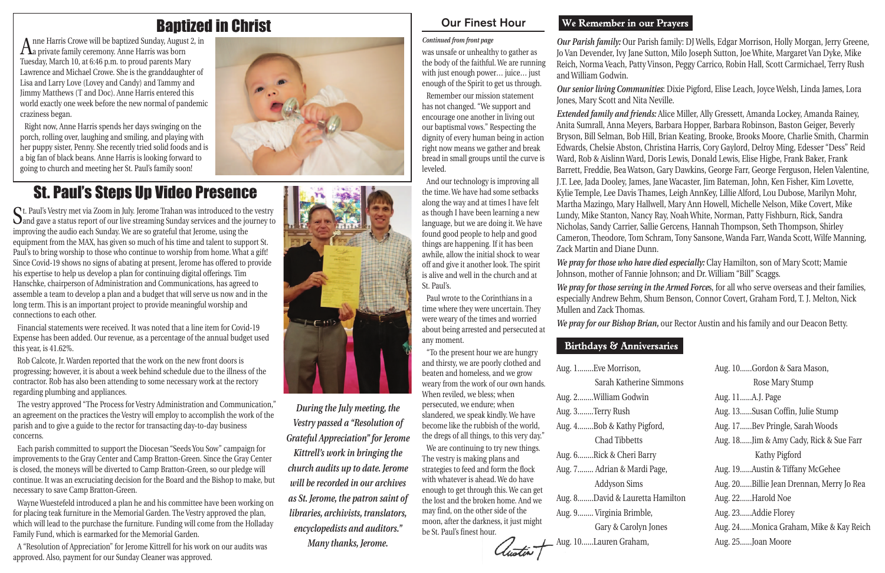# Baptized in Christ

Anne Harris Crowe will be baptized Sunday, August 2, in a private family ceremony. Anne Harris was born Tuesday, March 10, at 6:46 p.m. to proud parents Mary Lawrence and Michael Crowe. She is the granddaughter of Lisa and Larry Love (Lovey and Candy) and Tammy and Jimmy Matthews (T and Doc). Anne Harris entered this world exactly one week before the new normal of pandemic craziness began.

Right now, Anne Harris spends her days swinging on the porch, rolling over, laughing and smiling, and playing with her puppy sister, Penny. She recently tried solid foods and is a big fan of black beans. Anne Harris is looking forward to going to church and meeting her St. Paul's family soon!

# St. Paul's Steps Up Video Presence

St. Paul's Vestry met via Zoom in July. Jerome Trahan was introduced to the vestry and gave a status report of our live streaming Sunday services and the journey to improving the audio each Sunday. We are so grateful that Jerome, using the equipment from the MAX, has given so much of his time and talent to support St. Paul's to bring worship to those who continue to worship from home. What a gift! Since Covid-19 shows no signs of abating at present, Jerome has offered to provide his expertise to help us develop a plan for continuing digital offerings. Tim Hanschke, chairperson of Administration and Communications, has agreed to assemble a team to develop a plan and a budget that will serve us now and in the long term. This is an important project to provide meaningful worship and connections to each other.

Financial statements were received. It was noted that a line item for Covid-19 Expense has been added. Our revenue, as a percentage of the annual budget used this year, is 41.62%.

Rob Calcote, Jr. Warden reported that the work on the new front doors is progressing; however, it is about a week behind schedule due to the illness of the contractor. Rob has also been attending to some necessary work at the rectory regarding plumbing and appliances.

The vestry approved "The Process for Vestry Administration and Communication," an agreement on the practices the Vestry will employ to accomplish the work of the parish and to give a guide to the rector for transacting day-to-day business concerns.

Each parish committed to support the Diocesan "Seeds You Sow" campaign for improvements to the Gray Center and Camp Bratton-Green. Since the Gray Center is closed, the moneys will be diverted to Camp Bratton-Green, so our pledge will continue. It was an excruciating decision for the Board and the Bishop to make, but necessary to save Camp Bratton-Green.

Wayne Wuestefeld introduced a plan he and his committee have been working on for placing teak furniture in the Memorial Garden. The Vestry approved the plan, which will lead to the purchase the furniture. Funding will come from the Holladay Family Fund, which is earmarked for the Memorial Garden.

A "Resolution of Appreciation" for Jerome Kittrell for his work on our audits was approved. Also, payment for our Sunday Cleaner was approved.

*During the July meeting, the Vestry passed a "Resolution of Grateful Appreciation" for Jerome Kittrell's work in bringing the church audits up to date. Jerome will be recorded in our archives as St. Jerome, the patron saint of libraries, archivists, translators, encyclopedists and auditors." Many thanks, Jerome.*

## Our Finest Hour

*Continued from front page*

was unsafe or unhealthy to gather as the body of the faithful. We are running with just enough power… juice… just enough of the Spirit to get us through.

Remember our mission statement has not changed. "We support and encourage one another in living out our baptismal vows." Respecting the dignity of every human being in action right now means we gather and break bread in small groups until the curve is leveled.

And our technology is improving all the time. We have had some setbacks along the way and at times I have felt as though I have been learning a new language, but we are doing it. We have found good people to help and good things are happening. If it has been awhile, allow the initial shock to wear off and give it another look. The spirit is alive and well in the church and at St. Paul's.

Paul wrote to the Corinthians in a time where they were uncertain. They were weary of the times and worried about being arrested and persecuted at any moment.

"To the present hour we are hungry and thirsty, we are poorly clothed and beaten and homeless, and we grow weary from the work of our own hands. When reviled, we bless; when persecuted, we endure; when slandered, we speak kindly. We have become like the rubbish of the world, the dregs of all things, to this very day."

We are continuing to try new things. The vestry is making plans and strategies to feed and form the flock with whatever is ahead. We do have enough to get through this. We can get the lost and the broken home. And we may find, on the other side of the moon, after the darkness, it just might be St. Paul's finest hour.

Austin +

## We Remember in our Prayers

***Our Parish family:*** Our Parish family: DJ Wells, Edgar Morrison, Holly Morgan, Jerry Greene, Jo Van Devender, Ivy Jane Sutton, Milo Joseph Sutton, Joe White, Margaret Van Dyke, Mike Reich, Norma Veach, Patty Vinson, Peggy Carrico, Robin Hall, Scott Carmichael, Terry Rush and William Godwin.

***Our senior living Communities***: Dixie Pigford, Elise Leach, Joyce Welsh, Linda James, Lora Jones, Mary Scott and Nita Neville.

***Extended family and friends:*** Alice Miller, Ally Gressett, Amanda Lockey, Amanda Rainey, Anita Sumrall, Anna Meyers, Barbara Hopper, Barbara Robinson, Baston Geiger, Beverly Bryson, Bill Selman, Bob Hill, Brian Keating, Brooke, Brooks Moore, Charlie Smith, Charmin Edwards, Chelsie Abston, Christina Harris, Cory Gaylord, Delroy Ming, Edesser "Dess" Reid Ward, Rob & Aislinn Ward, Doris Lewis, Donald Lewis, Elise Higbe, Frank Baker, Frank Barrett, Freddie, Bea Watson, Gary Dawkins, George Farr, George Ferguson, Helen Valentine, J.T. Lee, Jada Dooley, James, Jane Wacaster, Jim Bateman, John, Ken Fisher, Kim Lovette, Kylie Temple, Lee Davis Thames, Leigh AnnKey, Lillie Alford, Lou Dubose, Marilyn Mohr, Martha Mazingo, Mary Hallwell, Mary Ann Howell, Michelle Nelson, Mike Covert, Mike Lundy, Mike Stanton, Nancy Ray, Noah White, Norman, Patty Fishburn, Rick, Sandra Nicholas, Sandy Carrier, Sallie Gercens, Hannah Thompson, Seth Thompson, Shirley Cameron, Theodore, Tom Schram, Tony Sansone, Wanda Farr, Wanda Scott, Wilfe Manning, Zack Martin and Diane Dunn.

***We pray for those who have died especially:*** Clay Hamilton, son of Mary Scott; Mamie Johnson, mother of Fannie Johnson; and Dr. William "Bill" Scaggs.

***We pray for those serving in the Armed Forces***, for all who serve overseas and their families, especially Andrew Behm, Shum Benson, Connor Covert, Graham Ford, T. J. Melton, Nick Mullen and Zack Thomas.

***We pray for our Bishop Brian,*** our Rector Austin and his family and our Deacon Betty.

## Birthdays & Anniversaries

Aug. 1……..Eve Morrison, Sarah Katherine Simmons
Aug. 2……..William Godwin
Aug. 3……..Terry Rush
Aug. 4……..Bob & Kathy Pigford, Chad Tibbetts
Aug. 6……..Rick & Cheri Barry
Aug. 7…….. Adrian & Mardi Page, Addyson Sims
Aug. 8……..David & Lauretta Hamilton
Aug. 9…….. Virginia Brimble, Gary & Carolyn Jones
Aug. 10……Lauren Graham,
Aug. 10……Gordon & Sara Mason, Rose Mary Stump
Aug. 11……A.J. Page
Aug. 13……Susan Coffin, Julie Stump
Aug. 17……Bev Pringle, Sarah Woods
Aug. 18……Jim & Amy Cady, Rick & Sue Farr, Kathy Pigford
Aug. 19……Austin & Tiffany McGehee
Aug. 20……Billie Jean Drennan, Merry Jo Rea
Aug. 22……Harold Noe
Aug. 23……Addie Florey
Aug. 24……Monica Graham, Mike & Kay Reich
Aug. 25……Joan Moore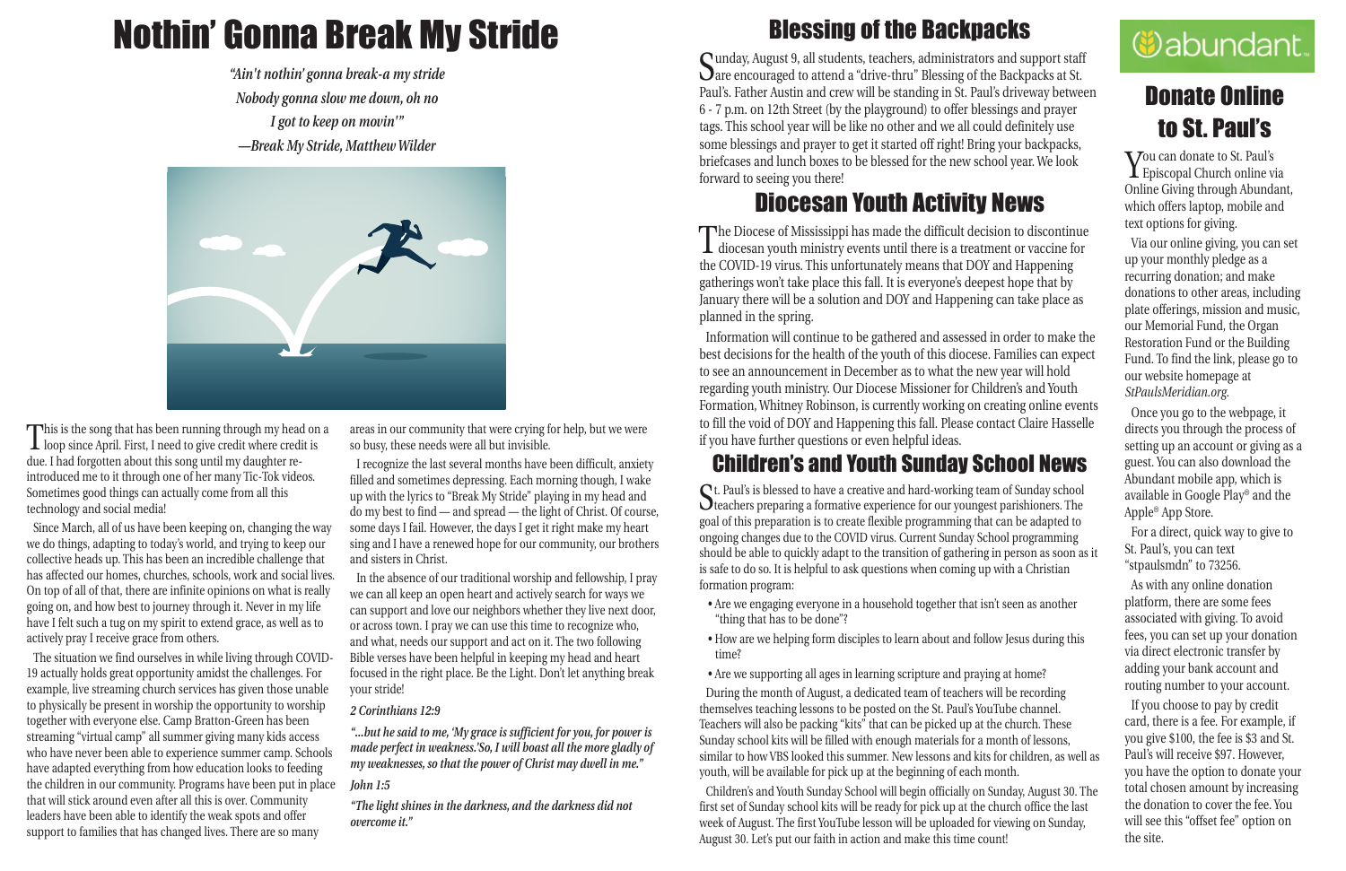# Nothin' Gonna Break My Stride

*"Ain't nothin' gonna break-a my stride*
*Nobody gonna slow me down, oh no*
*I got to keep on movin'"*
*—Break My Stride, Matthew Wilder*

This is the song that has been running through my head on a loop since April. First, I need to give credit where credit is due. I had forgotten about this song until my daughter re-introduced me to it through one of her many Tic-Tok videos. Sometimes good things can actually come from all this technology and social media!

Since March, all of us have been keeping on, changing the way we do things, adapting to today's world, and trying to keep our collective heads up. This has been an incredible challenge that has affected our homes, churches, schools, work and social lives. On top of all of that, there are infinite opinions on what is really going on, and how best to journey through it. Never in my life have I felt such a tug on my spirit to extend grace, as well as to actively pray I receive grace from others.

The situation we find ourselves in while living through COVID-19 actually holds great opportunity amidst the challenges. For example, live streaming church services has given those unable to physically be present in worship the opportunity to worship together with everyone else. Camp Bratton-Green has been streaming "virtual camp" all summer giving many kids access who have never been able to experience summer camp. Schools have adapted everything from how education looks to feeding the children in our community. Programs have been put in place that will stick around even after all this is over. Community leaders have been able to identify the weak spots and offer support to families that has changed lives. There are so many areas in our community that were crying for help, but we were so busy, these needs were all but invisible.

I recognize the last several months have been difficult, anxiety filled and sometimes depressing. Each morning though, I wake up with the lyrics to "Break My Stride" playing in my head and do my best to find — and spread — the light of Christ. Of course, some days I fail. However, the days I get it right make my heart sing and I have a renewed hope for our community, our brothers and sisters in Christ.

In the absence of our traditional worship and fellowship, I pray we can all keep an open heart and actively search for ways we can support and love our neighbors whether they live next door, or across town. I pray we can use this time to recognize who, and what, needs our support and act on it. The two following Bible verses have been helpful in keeping my head and heart focused in the right place. Be the Light. Don't let anything break your stride!

*2 Corinthians 12:9*

*"...but he said to me, 'My grace is sufficient for you, for power is made perfect in weakness.'So, I will boast all the more gladly of my weaknesses, so that the power of Christ may dwell in me."*

*John 1:5*

*"The light shines in the darkness, and the darkness did not overcome it."*

## Blessing of the Backpacks

Sunday, August 9, all students, teachers, administrators and support staff are encouraged to attend a "drive-thru" Blessing of the Backpacks at St. Paul's. Father Austin and crew will be standing in St. Paul's driveway between 6 - 7 p.m. on 12th Street (by the playground) to offer blessings and prayer tags. This school year will be like no other and we all could definitely use some blessings and prayer to get it started off right! Bring your backpacks, briefcases and lunch boxes to be blessed for the new school year. We look forward to seeing you there!

## Diocesan Youth Activity News

The Diocese of Mississippi has made the difficult decision to discontinue diocesan youth ministry events until there is a treatment or vaccine for the COVID-19 virus. This unfortunately means that DOY and Happening gatherings won't take place this fall. It is everyone's deepest hope that by January there will be a solution and DOY and Happening can take place as planned in the spring.

Information will continue to be gathered and assessed in order to make the best decisions for the health of the youth of this diocese. Families can expect to see an announcement in December as to what the new year will hold regarding youth ministry. Our Diocese Missioner for Children's and Youth Formation, Whitney Robinson, is currently working on creating online events to fill the void of DOY and Happening this fall. Please contact Claire Hasselle if you have further questions or even helpful ideas.

## Children's and Youth Sunday School News

St. Paul's is blessed to have a creative and hard-working team of Sunday school teachers preparing a formative experience for our youngest parishioners. The goal of this preparation is to create flexible programming that can be adapted to ongoing changes due to the COVID virus. Current Sunday School programming should be able to quickly adapt to the transition of gathering in person as soon as it is safe to do so. It is helpful to ask questions when coming up with a Christian formation program:

- Are we engaging everyone in a household together that isn't seen as another "thing that has to be done"?
- How are we helping form disciples to learn about and follow Jesus during this time?
- Are we supporting all ages in learning scripture and praying at home?

During the month of August, a dedicated team of teachers will be recording themselves teaching lessons to be posted on the St. Paul's YouTube channel. Teachers will also be packing "kits" that can be picked up at the church. These Sunday school kits will be filled with enough materials for a month of lessons, similar to how VBS looked this summer. New lessons and kits for children, as well as youth, will be available for pick up at the beginning of each month.

Children's and Youth Sunday School will begin officially on Sunday, August 30. The first set of Sunday school kits will be ready for pick up at the church office the last week of August. The first YouTube lesson will be uploaded for viewing on Sunday, August 30. Let's put our faith in action and make this time count!

abundant.

## Donate Online to St. Paul's

You can donate to St. Paul's Episcopal Church online via Online Giving through Abundant, which offers laptop, mobile and text options for giving.

Via our online giving, you can set up your monthly pledge as a recurring donation; and make donations to other areas, including plate offerings, mission and music, our Memorial Fund, the Organ Restoration Fund or the Building Fund. To find the link, please go to our website homepage at *StPaulsMeridian.org.*

Once you go to the webpage, it directs you through the process of setting up an account or giving as a guest. You can also download the Abundant mobile app, which is available in Google Play® and the Apple® App Store.

For a direct, quick way to give to St. Paul's, you can text "stpaulsmdn" to 73256.

As with any online donation platform, there are some fees associated with giving. To avoid fees, you can set up your donation via direct electronic transfer by adding your bank account and routing number to your account.

If you choose to pay by credit card, there is a fee. For example, if you give $100, the fee is $3 and St. Paul's will receive $97. However, you have the option to donate your total chosen amount by increasing the donation to cover the fee. You will see this "offset fee" option on the site.